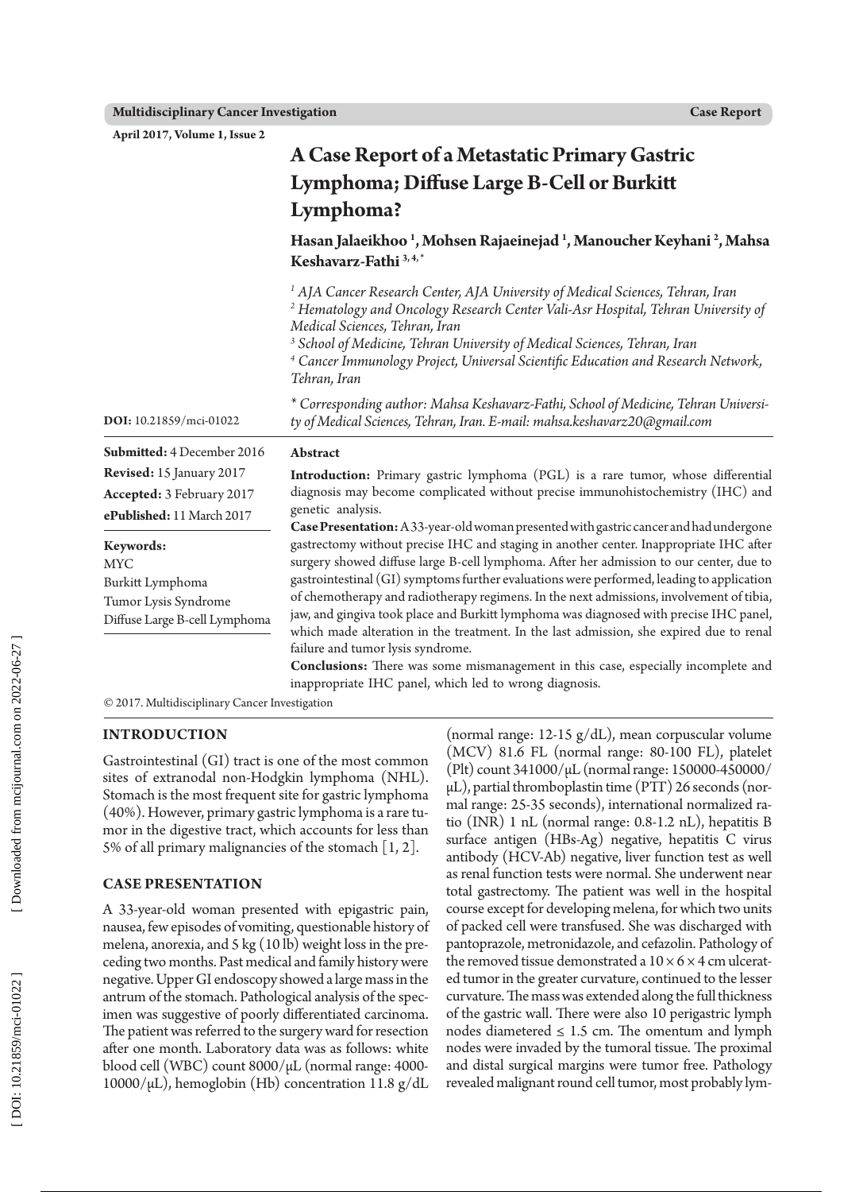# A Case Report of a Metastatic Primary Gastric Lymphoma; Diffuse Large B-Cell or Burkitt Lymphoma?

**Hasan Jalaeikhoo [1], Mohsen Rajaeinejad [1], Manoucher Keyhani [2], Mahsa Keshavarz-Fathi [3, 4, *]**

*[1] AJA Cancer Research Center, AJA University of Medical Sciences, Tehran, Iran*
*[2] Hematology and Oncology Research Center Vali-Asr Hospital, Tehran University of Medical Sciences, Tehran, Iran*
*[3] School of Medicine, Tehran University of Medical Sciences, Tehran, Iran*
*[4] Cancer Immunology Project, Universal Scientific Education and Research Network, Tehran, Iran*

*\* Corresponding author: Mahsa Keshavarz-Fathi, School of Medicine, Tehran University of Medical Sciences, Tehran, Iran. E-mail: mahsa.keshavarz20@gmail.com*

**DOI:** 10.21859/mci-01022

**Submitted:** 4 December 2016
**Revised:** 15 January 2017
**Accepted:** 3 February 2017
**ePublished:** 11 March 2017

**Keywords:**
MYC
Burkitt Lymphoma
Tumor Lysis Syndrome
Diffuse Large B-cell Lymphoma

## Abstract

**Introduction:** Primary gastric lymphoma (PGL) is a rare tumor, whose differential diagnosis may become complicated without precise immunohistochemistry (IHC) and genetic analysis.

**Case Presentation:** A 33-year-old woman presented with gastric cancer and had undergone gastrectomy without precise IHC and staging in another center. Inappropriate IHC after surgery showed diffuse large B-cell lymphoma. After her admission to our center, due to gastrointestinal (GI) symptoms further evaluations were performed, leading to application of chemotherapy and radiotherapy regimens. In the next admissions, involvement of tibia, jaw, and gingiva took place and Burkitt lymphoma was diagnosed with precise IHC panel, which made alteration in the treatment. In the last admission, she expired due to renal failure and tumor lysis syndrome.

**Conclusions:** There was some mismanagement in this case, especially incomplete and inappropriate IHC panel, which led to wrong diagnosis.

© 2017. Multidisciplinary Cancer Investigation

## INTRODUCTION

Gastrointestinal (GI) tract is one of the most common sites of extranodal non-Hodgkin lymphoma (NHL). Stomach is the most frequent site for gastric lymphoma (40%). However, primary gastric lymphoma is a rare tumor in the digestive tract, which accounts for less than 5% of all primary malignancies of the stomach [1, 2].

## CASE PRESENTATION

A 33-year-old woman presented with epigastric pain, nausea, few episodes of vomiting, questionable history of melena, anorexia, and 5 kg (10 lb) weight loss in the preceding two months. Past medical and family history were negative. Upper GI endoscopy showed a large mass in the antrum of the stomach. Pathological analysis of the specimen was suggestive of poorly differentiated carcinoma. The patient was referred to the surgery ward for resection after one month. Laboratory data was as follows: white blood cell (WBC) count 8000/μL (normal range: 4000-10000/μL), hemoglobin (Hb) concentration 11.8 g/dL (normal range: 12-15 g/dL), mean corpuscular volume (MCV) 81.6 FL (normal range: 80-100 FL), platelet (Plt) count 341000/μL (normal range: 150000-450000/μL), partial thromboplastin time (PTT) 26 seconds (normal range: 25-35 seconds), international normalized ratio (INR) 1 nL (normal range: 0.8-1.2 nL), hepatitis B surface antigen (HBs-Ag) negative, hepatitis C virus antibody (HCV-Ab) negative, liver function test as well as renal function tests were normal. She underwent near total gastrectomy. The patient was well in the hospital course except for developing melena, for which two units of packed cell were transfused. She was discharged with pantoprazole, metronidazole, and cefazolin. Pathology of the removed tissue demonstrated a 10 × 6 × 4 cm ulcerated tumor in the greater curvature, continued to the lesser curvature. The mass was extended along the full thickness of the gastric wall. There were also 10 perigastric lymph nodes diametered ≤ 1.5 cm. The omentum and lymph nodes were invaded by the tumoral tissue. The proximal and distal surgical margins were tumor free. Pathology revealed malignant round cell tumor, most probably lym-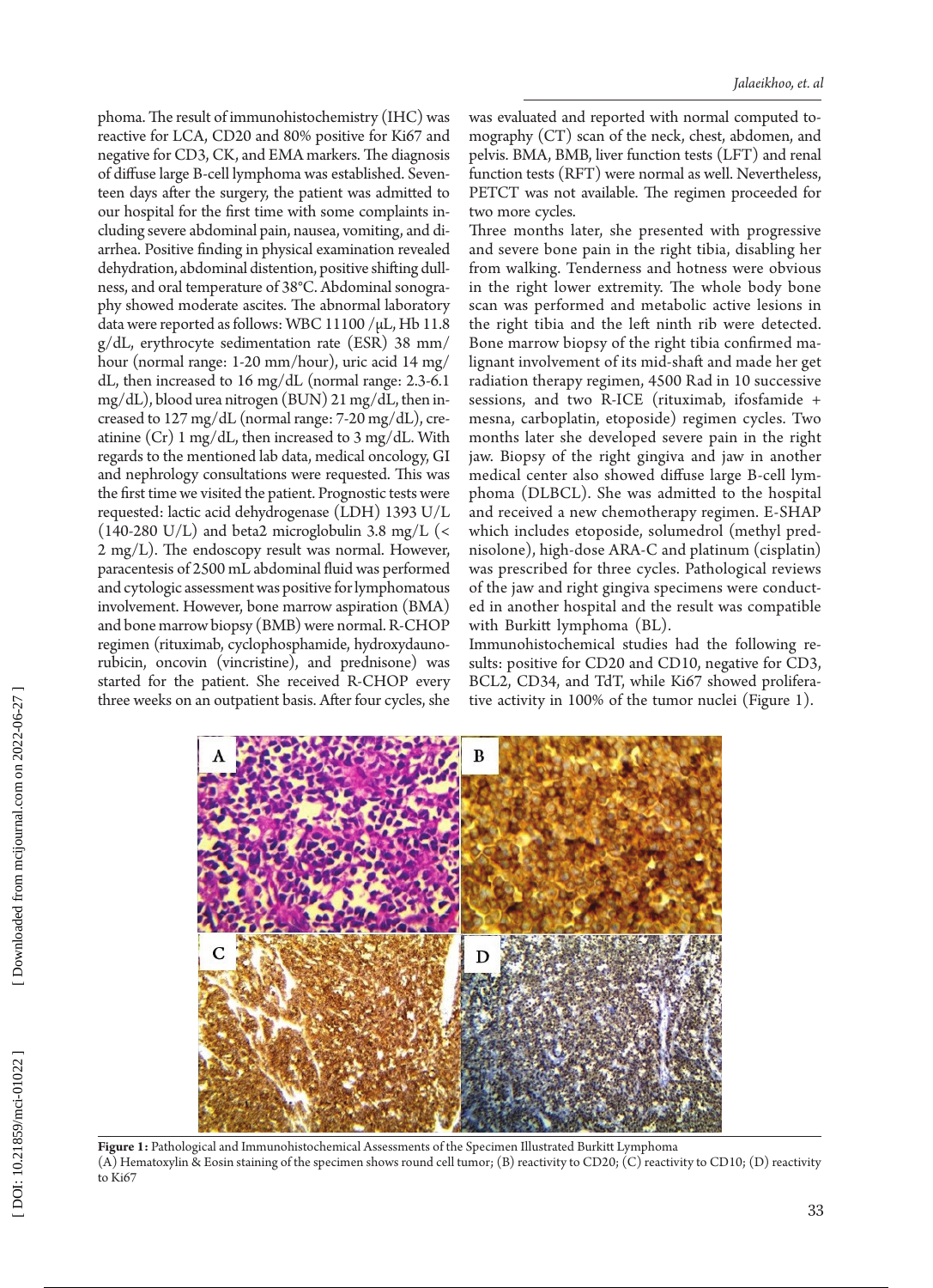phoma. The result of immunohistochemistry (IHC) was reactive for LCA, CD20 and 80% positive for Ki67 and negative for CD3, CK, and EMA markers. The diagnosis of diffuse large B-cell lymphoma was established. Seventeen days after the surgery, the patient was admitted to our hospital for the first time with some complaints including severe abdominal pain, nausea, vomiting, and diarrhea. Positive finding in physical examination revealed dehydration, abdominal distention, positive shifting dullness, and oral temperature of 38°C. Abdominal sonography showed moderate ascites. The abnormal laboratory data were reported as follows: WBC 11100 /μL, Hb 11.8 g/dL, erythrocyte sedimentation rate (ESR) 38 mm/hour (normal range: 1-20 mm/hour), uric acid 14 mg/dL, then increased to 16 mg/dL (normal range: 2.3-6.1 mg/dL), blood urea nitrogen (BUN) 21 mg/dL, then increased to 127 mg/dL (normal range: 7-20 mg/dL), creatinine (Cr) 1 mg/dL, then increased to 3 mg/dL. With regards to the mentioned lab data, medical oncology, GI and nephrology consultations were requested. This was the first time we visited the patient. Prognostic tests were requested: lactic acid dehydrogenase (LDH) 1393 U/L (140-280 U/L) and beta2 microglobulin 3.8 mg/L (< 2 mg/L). The endoscopy result was normal. However, paracentesis of 2500 mL abdominal fluid was performed and cytologic assessment was positive for lymphomatous involvement. However, bone marrow aspiration (BMA) and bone marrow biopsy (BMB) were normal. R-CHOP regimen (rituximab, cyclophosphamide, hydroxydaunorubicin, oncovin (vincristine), and prednisone) was started for the patient. She received R-CHOP every three weeks on an outpatient basis. After four cycles, she was evaluated and reported with normal computed tomography (CT) scan of the neck, chest, abdomen, and pelvis. BMA, BMB, liver function tests (LFT) and renal function tests (RFT) were normal as well. Nevertheless, PETCT was not available. The regimen proceeded for two more cycles.

Three months later, she presented with progressive and severe bone pain in the right tibia, disabling her from walking. Tenderness and hotness were obvious in the right lower extremity. The whole body bone scan was performed and metabolic active lesions in the right tibia and the left ninth rib were detected. Bone marrow biopsy of the right tibia confirmed malignant involvement of its mid-shaft and made her get radiation therapy regimen, 4500 Rad in 10 successive sessions, and two R-ICE (rituximab, ifosfamide + mesna, carboplatin, etoposide) regimen cycles. Two months later she developed severe pain in the right jaw. Biopsy of the right gingiva and jaw in another medical center also showed diffuse large B-cell lymphoma (DLBCL). She was admitted to the hospital and received a new chemotherapy regimen. E-SHAP which includes etoposide, solumedrol (methyl prednisolone), high-dose ARA-C and platinum (cisplatin) was prescribed for three cycles. Pathological reviews of the jaw and right gingiva specimens were conducted in another hospital and the result was compatible with Burkitt lymphoma (BL).

Immunohistochemical studies had the following results: positive for CD20 and CD10, negative for CD3, BCL2, CD34, and TdT, while Ki67 showed proliferative activity in 100% of the tumor nuclei (Figure 1).

**Figure 1:** Pathological and Immunohistochemical Assessments of the Specimen Illustrated Burkitt Lymphoma
(A) Hematoxylin & Eosin staining of the specimen shows round cell tumor; (B) reactivity to CD20; (C) reactivity to CD10; (D) reactivity to Ki67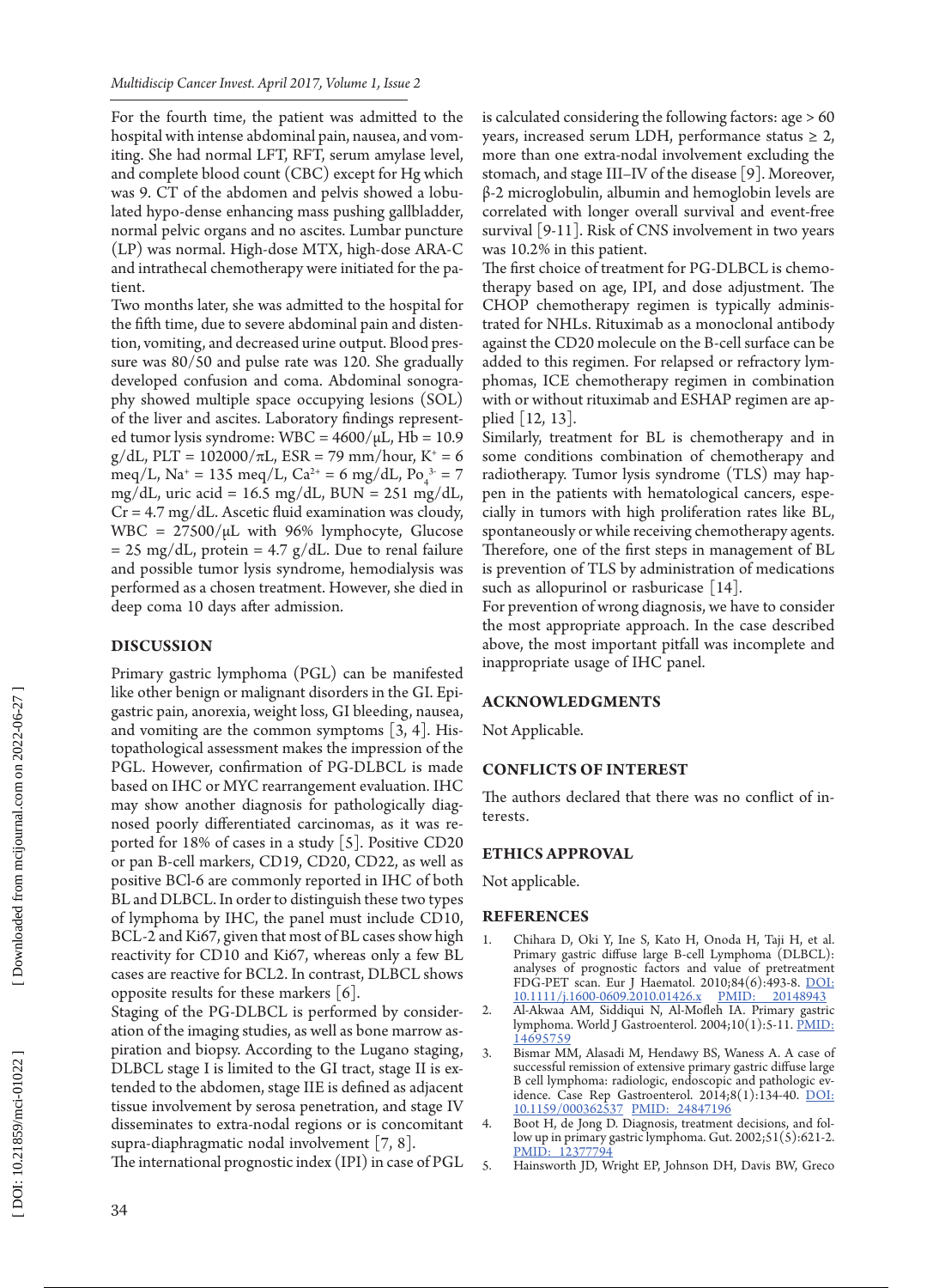For the fourth time, the patient was admitted to the hospital with intense abdominal pain, nausea, and vomiting. She had normal LFT, RFT, serum amylase level, and complete blood count (CBC) except for Hg which was 9. CT of the abdomen and pelvis showed a lobulated hypo-dense enhancing mass pushing gallbladder, normal pelvic organs and no ascites. Lumbar puncture (LP) was normal. High-dose MTX, high-dose ARA-C and intrathecal chemotherapy were initiated for the patient.

Two months later, she was admitted to the hospital for the fifth time, due to severe abdominal pain and distention, vomiting, and decreased urine output. Blood pressure was 80/50 and pulse rate was 120. She gradually developed confusion and coma. Abdominal sonography showed multiple space occupying lesions (SOL) of the liver and ascites. Laboratory findings represented tumor lysis syndrome: WBC = 4600/μL, Hb = 10.9 g/dL, PLT = 102000/πL, ESR = 79 mm/hour, $K^+$ = 6 meq/L, $Na^+$ = 135 meq/L, $Ca^{2+}$ = 6 mg/dL, $Po_4^{3-}$ = 7 mg/dL, uric acid = 16.5 mg/dL, BUN = 251 mg/dL, Cr = 4.7 mg/dL. Ascetic fluid examination was cloudy, WBC = 27500/μL with 96% lymphocyte, Glucose = 25 mg/dL, protein = 4.7 g/dL. Due to renal failure and possible tumor lysis syndrome, hemodialysis was performed as a chosen treatment. However, she died in deep coma 10 days after admission.

## DISCUSSION

Primary gastric lymphoma (PGL) can be manifested like other benign or malignant disorders in the GI. Epigastric pain, anorexia, weight loss, GI bleeding, nausea, and vomiting are the common symptoms [3, 4]. Histopathological assessment makes the impression of the PGL. However, confirmation of PG-DLBCL is made based on IHC or MYC rearrangement evaluation. IHC may show another diagnosis for pathologically diagnosed poorly differentiated carcinomas, as it was reported for 18% of cases in a study [5]. Positive CD20 or pan B-cell markers, CD19, CD20, CD22, as well as positive BCl-6 are commonly reported in IHC of both BL and DLBCL. In order to distinguish these two types of lymphoma by IHC, the panel must include CD10, BCL-2 and Ki67, given that most of BL cases show high reactivity for CD10 and Ki67, whereas only a few BL cases are reactive for BCL2. In contrast, DLBCL shows opposite results for these markers [6].

Staging of the PG-DLBCL is performed by consideration of the imaging studies, as well as bone marrow aspiration and biopsy. According to the Lugano staging, DLBCL stage I is limited to the GI tract, stage II is extended to the abdomen, stage IIE is defined as adjacent tissue involvement by serosa penetration, and stage IV disseminates to extra-nodal regions or is concomitant supra-diaphragmatic nodal involvement [7, 8].

The international prognostic index (IPI) in case of PGL is calculated considering the following factors: age > 60 years, increased serum LDH, performance status ≥ 2, more than one extra-nodal involvement excluding the stomach, and stage III–IV of the disease [9]. Moreover, β-2 microglobulin, albumin and hemoglobin levels are correlated with longer overall survival and event-free survival [9-11]. Risk of CNS involvement in two years was 10.2% in this patient.

The first choice of treatment for PG-DLBCL is chemotherapy based on age, IPI, and dose adjustment. The CHOP chemotherapy regimen is typically administrated for NHLs. Rituximab as a monoclonal antibody against the CD20 molecule on the B-cell surface can be added to this regimen. For relapsed or refractory lymphomas, ICE chemotherapy regimen in combination with or without rituximab and ESHAP regimen are applied [12, 13].

Similarly, treatment for BL is chemotherapy and in some conditions combination of chemotherapy and radiotherapy. Tumor lysis syndrome (TLS) may happen in the patients with hematological cancers, especially in tumors with high proliferation rates like BL, spontaneously or while receiving chemotherapy agents. Therefore, one of the first steps in management of BL is prevention of TLS by administration of medications such as allopurinol or rasburicase [14].

For prevention of wrong diagnosis, we have to consider the most appropriate approach. In the case described above, the most important pitfall was incomplete and inappropriate usage of IHC panel.

## ACKNOWLEDGMENTS

Not Applicable.

## CONFLICTS OF INTEREST

The authors declared that there was no conflict of interests.

## ETHICS APPROVAL

Not applicable.

## REFERENCES

1. Chihara D, Oki Y, Ine S, Kato H, Onoda H, Taji H, et al. Primary gastric diffuse large B-cell Lymphoma (DLBCL): analyses of prognostic factors and value of pretreatment FDG-PET scan. Eur J Haematol. 2010;84(6):493-8. DOI: 10.1111/j.1600-0609.2010.01426.x PMID: 20148943
2. Al-Akwaa AM, Siddiqui N, Al-Mofleh IA. Primary gastric lymphoma. World J Gastroenterol. 2004;10(1):5-11. PMID: 14695759
3. Bismar MM, Alasadi M, Hendawy BS, Waness A. A case of successful remission of extensive primary gastric diffuse large B cell lymphoma: radiologic, endoscopic and pathologic evidence. Case Rep Gastroenterol. 2014;8(1):134-40. DOI: 10.1159/000362537 PMID: 24847196
4. Boot H, de Jong D. Diagnosis, treatment decisions, and follow up in primary gastric lymphoma. Gut. 2002;51(5):621-2. PMID: 12377794
5. Hainsworth JD, Wright EP, Johnson DH, Davis BW, Greco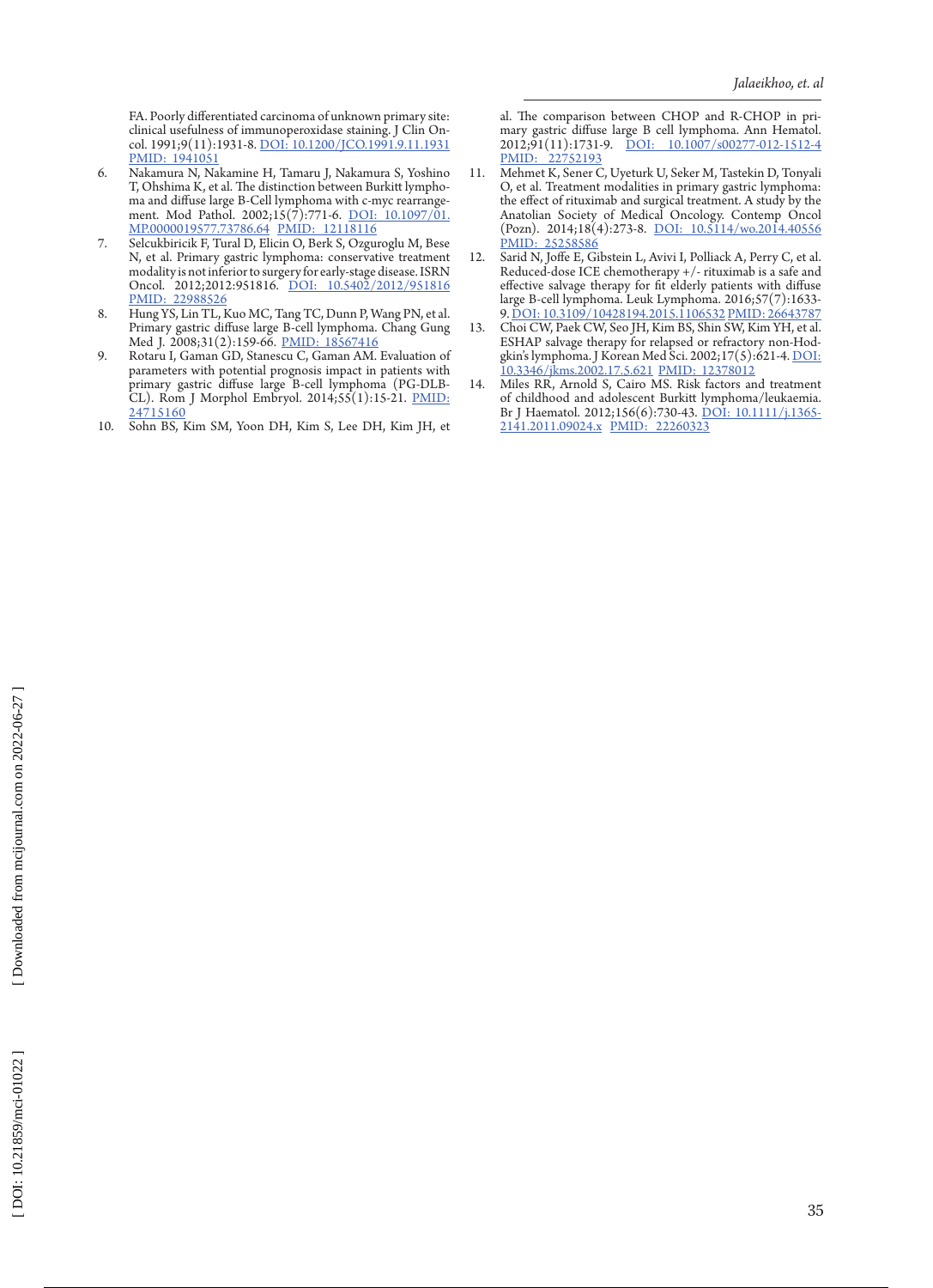FA. Poorly differentiated carcinoma of unknown primary site: clinical usefulness of immunoperoxidase staining. J Clin Oncol. 1991;9(11):1931-8. DOI: 10.1200/JCO.1991.9.11.1931 PMID: 1941051

6. Nakamura N, Nakamine H, Tamaru J, Nakamura S, Yoshino T, Ohshima K, et al. The distinction between Burkitt lymphoma and diffuse large B-Cell lymphoma with c-myc rearrangement. Mod Pathol. 2002;15(7):771-6. DOI: 10.1097/01.MP.0000019577.73786.64 PMID: 12118116
7. Selcukbiricik F, Tural D, Elicin O, Berk S, Ozguroglu M, Bese N, et al. Primary gastric lymphoma: conservative treatment modality is not inferior to surgery for early-stage disease. ISRN Oncol. 2012;2012:951816. DOI: 10.5402/2012/951816 PMID: 22988526
8. Hung YS, Lin TL, Kuo MC, Tang TC, Dunn P, Wang PN, et al. Primary gastric diffuse large B-cell lymphoma. Chang Gung Med J. 2008;31(2):159-66. PMID: 18567416
9. Rotaru I, Gaman GD, Stanescu C, Gaman AM. Evaluation of parameters with potential prognosis impact in patients with primary gastric diffuse large B-cell lymphoma (PG-DLBCL). Rom J Morphol Embryol. 2014;55(1):15-21. PMID: 24715160
10. Sohn BS, Kim SM, Yoon DH, Kim S, Lee DH, Kim JH, et al. The comparison between CHOP and R-CHOP in primary gastric diffuse large B cell lymphoma. Ann Hematol. 2012;91(11):1731-9. DOI: 10.1007/s00277-012-1512-4 PMID: 22752193
11. Mehmet K, Sener C, Uyeturk U, Seker M, Tastekin D, Tonyali O, et al. Treatment modalities in primary gastric lymphoma: the effect of rituximab and surgical treatment. A study by the Anatolian Society of Medical Oncology. Contemp Oncol (Pozn). 2014;18(4):273-8. DOI: 10.5114/wo.2014.40556 PMID: 25258586
12. Sarid N, Joffe E, Gibstein L, Avivi I, Polliack A, Perry C, et al. Reduced-dose ICE chemotherapy +/- rituximab is a safe and effective salvage therapy for fit elderly patients with diffuse large B-cell lymphoma. Leuk Lymphoma. 2016;57(7):1633-9. DOI: 10.3109/10428194.2015.1106532 PMID: 26643787
13. Choi CW, Paek CW, Seo JH, Kim BS, Shin SW, Kim YH, et al. ESHAP salvage therapy for relapsed or refractory non-Hodgkin's lymphoma. J Korean Med Sci. 2002;17(5):621-4. DOI: 10.3346/jkms.2002.17.5.621 PMID: 12378012
14. Miles RR, Arnold S, Cairo MS. Risk factors and treatment of childhood and adolescent Burkitt lymphoma/leukaemia. Br J Haematol. 2012;156(6):730-43. DOI: 10.1111/j.1365-2141.2011.09024.x PMID: 22260323